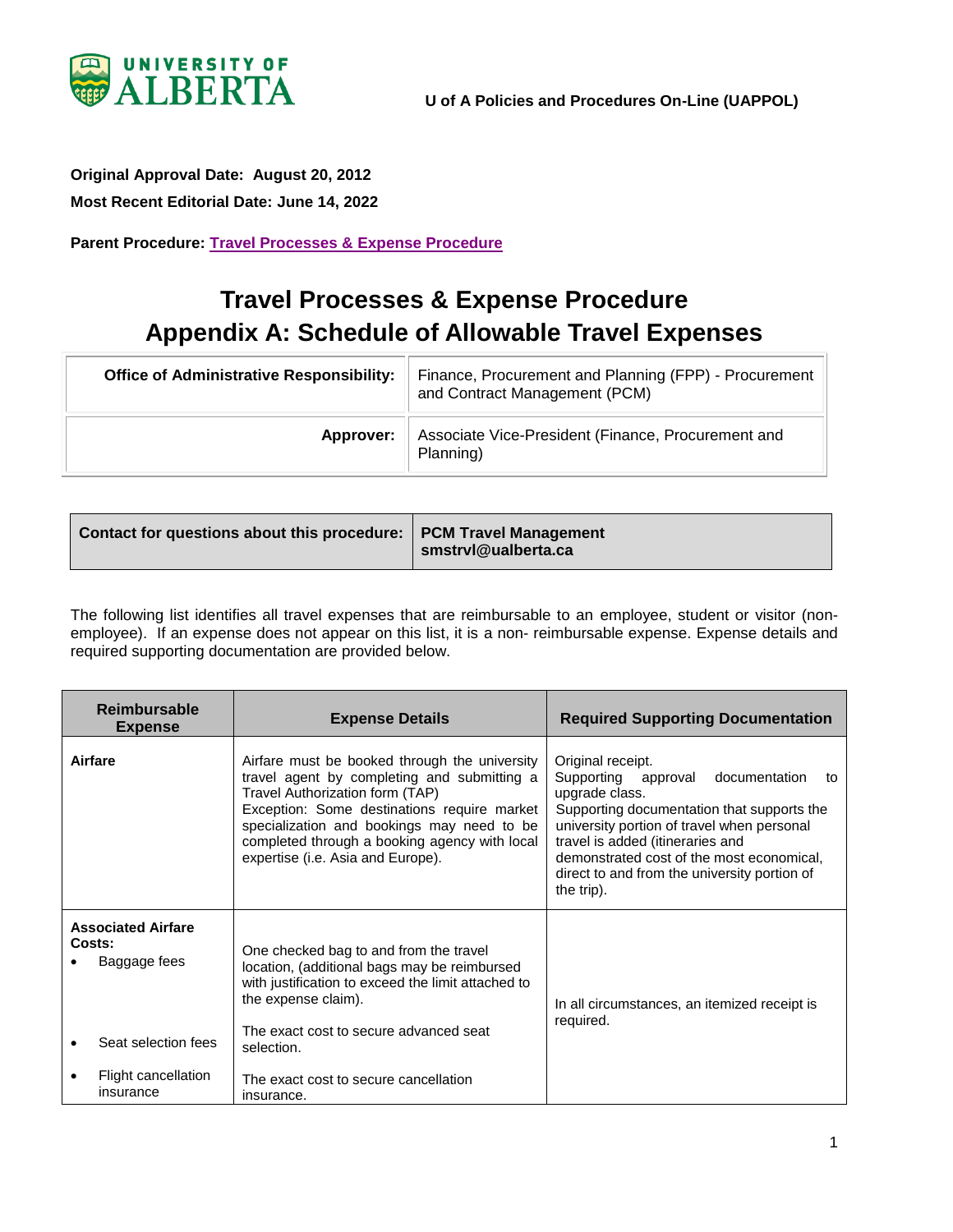**U of A Policies and Procedures On-Line (UAPPOL)**

**Original Approval Date: August 20, 2012**

**Most Recent Editorial Date: June 14, 2022**

**Parent Procedure: Travel Processes & Expense Procedure**

# Travel Processes & Expense Procedure
# Appendix A: Schedule of Allowable Travel Expenses

| | |
|---|---|
| **Office of Administrative Responsibility:** | Finance, Procurement and Planning (FPP) - Procurement and Contract Management (PCM) |
| **Approver:** | Associate Vice-President (Finance, Procurement and Planning) |

| | |
|---|---|
| **Contact for questions about this procedure:** | **PCM Travel Management**<br>**smstrvl@ualberta.ca** |

The following list identifies all travel expenses that are reimbursable to an employee, student or visitor (non-employee). If an expense does not appear on this list, it is a non- reimbursable expense. Expense details and required supporting documentation are provided below.

| Reimbursable Expense | Expense Details | Required Supporting Documentation |
|---|---|---|
| **Airfare** | Airfare must be booked through the university travel agent by completing and submitting a Travel Authorization form (TAP)<br>Exception: Some destinations require market specialization and bookings may need to be completed through a booking agency with local expertise (i.e. Asia and Europe). | Original receipt.<br>Supporting approval documentation to upgrade class.<br>Supporting documentation that supports the university portion of travel when personal travel is added (itineraries and demonstrated cost of the most economical, direct to and from the university portion of the trip). |
| **Associated Airfare Costs:**<br>• Baggage fees<br>• Seat selection fees<br>• Flight cancellation insurance | One checked bag to and from the travel location, (additional bags may be reimbursed with justification to exceed the limit attached to the expense claim).<br>The exact cost to secure advanced seat selection.<br>The exact cost to secure cancellation insurance. | In all circumstances, an itemized receipt is required. |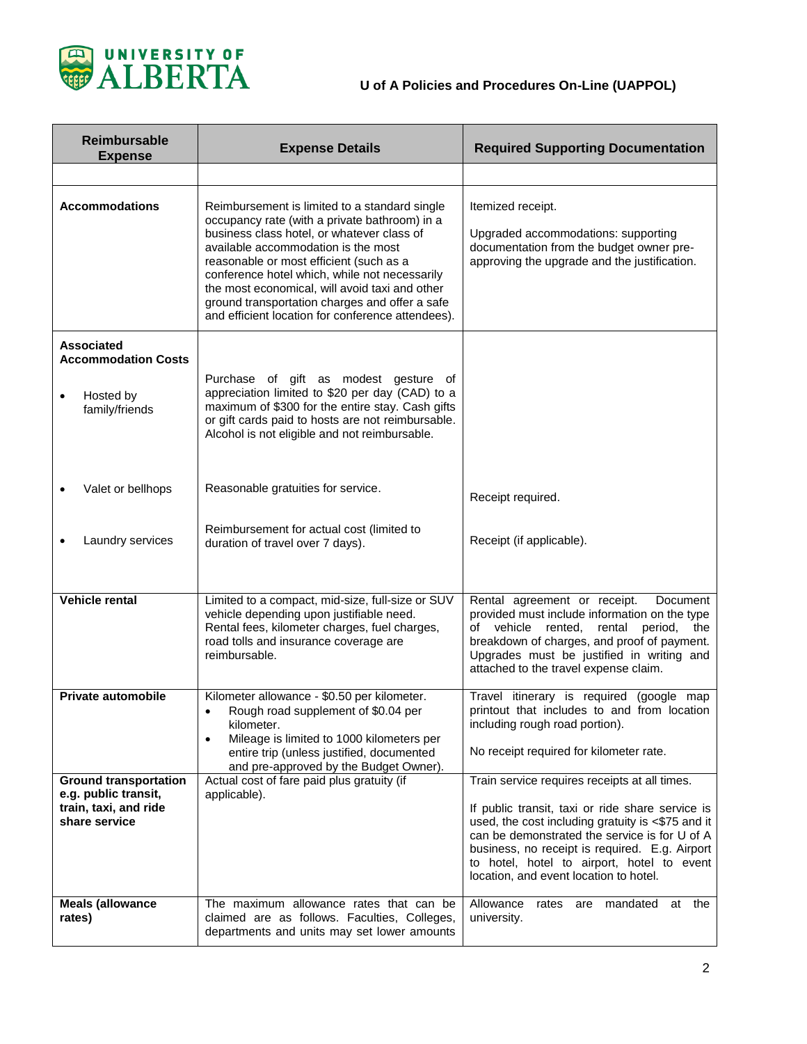| Reimbursable Expense | Expense Details | Required Supporting Documentation |
|---|---|---|
| | | |
| **Accommodations** | Reimbursement is limited to a standard single occupancy rate (with a private bathroom) in a business class hotel, or whatever class of available accommodation is the most reasonable or most efficient (such as a conference hotel which, while not necessarily the most economical, will avoid taxi and other ground transportation charges and offer a safe and efficient location for conference attendees). | Itemized receipt.<br><br>Upgraded accommodations: supporting documentation from the budget owner pre-approving the upgrade and the justification. |
| **Associated Accommodation Costs** | | |
| • Hosted by family/friends | Purchase of gift as modest gesture of appreciation limited to $20 per day (CAD) to a maximum of $300 for the entire stay. Cash gifts or gift cards paid to hosts are not reimbursable. Alcohol is not eligible and not reimbursable. | |
| • Valet or bellhops | Reasonable gratuities for service. | Receipt required. |
| • Laundry services | Reimbursement for actual cost (limited to duration of travel over 7 days). | Receipt (if applicable). |
| **Vehicle rental** | Limited to a compact, mid-size, full-size or SUV vehicle depending upon justifiable need. Rental fees, kilometer charges, fuel charges, road tolls and insurance coverage are reimbursable. | Rental agreement or receipt. Document provided must include information on the type of vehicle rented, rental period, the breakdown of charges, and proof of payment. Upgrades must be justified in writing and attached to the travel expense claim. |
| **Private automobile** | Kilometer allowance - $0.50 per kilometer.<br>• Rough road supplement of $0.04 per kilometer.<br>• Mileage is limited to 1000 kilometers per entire trip (unless justified, documented and pre-approved by the Budget Owner). | Travel itinerary is required (google map printout that includes to and from location including rough road portion).<br><br>No receipt required for kilometer rate. |
| **Ground transportation e.g. public transit, train, taxi, and ride share service** | Actual cost of fare paid plus gratuity (if applicable). | Train service requires receipts at all times.<br><br>If public transit, taxi or ride share service is used, the cost including gratuity is <$75 and it can be demonstrated the service is for U of A business, no receipt is required. E.g. Airport to hotel, hotel to airport, hotel to event location, and event location to hotel. |
| **Meals (allowance rates)** | The maximum allowance rates that can be claimed are as follows. Faculties, Colleges, departments and units may set lower amounts | Allowance rates are mandated at the university. |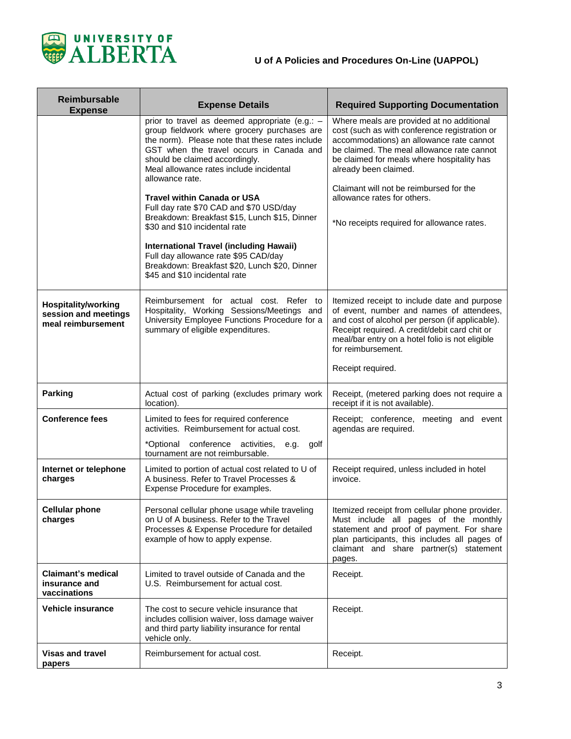| Reimbursable Expense | Expense Details | Required Supporting Documentation |
|---|---|---|
| | prior to travel as deemed appropriate (e.g.: – group fieldwork where grocery purchases are the norm). Please note that these rates include GST when the travel occurs in Canada and should be claimed accordingly.<br>Meal allowance rates include incidental allowance rate.<br><br>**Travel within Canada or USA**<br>Full day rate $70 CAD and $70 USD/day<br>Breakdown: Breakfast $15, Lunch $15, Dinner $30 and $10 incidental rate<br><br>**International Travel (including Hawaii)**<br>Full day allowance rate $95 CAD/day<br>Breakdown: Breakfast $20, Lunch $20, Dinner $45 and $10 incidental rate | Where meals are provided at no additional cost (such as with conference registration or accommodations) an allowance rate cannot be claimed. The meal allowance rate cannot be claimed for meals where hospitality has already been claimed.<br><br>Claimant will not be reimbursed for the allowance rates for others.<br><br>*No receipts required for allowance rates. |
| **Hospitality/working session and meetings meal reimbursement** | Reimbursement for actual cost. Refer to Hospitality, Working Sessions/Meetings and University Employee Functions Procedure for a summary of eligible expenditures. | Itemized receipt to include date and purpose of event, number and names of attendees, and cost of alcohol per person (if applicable). Receipt required. A credit/debit card chit or meal/bar entry on a hotel folio is not eligible for reimbursement.<br><br>Receipt required. |
| **Parking** | Actual cost of parking (excludes primary work location). | Receipt, (metered parking does not require a receipt if it is not available). |
| **Conference fees** | Limited to fees for required conference activities. Reimbursement for actual cost.<br><br>*Optional conference activities, e.g. golf tournament are not reimbursable. | Receipt; conference, meeting and event agendas are required. |
| **Internet or telephone charges** | Limited to portion of actual cost related to U of A business. Refer to Travel Processes & Expense Procedure for examples. | Receipt required, unless included in hotel invoice. |
| **Cellular phone charges** | Personal cellular phone usage while traveling on U of A business. Refer to the Travel Processes & Expense Procedure for detailed example of how to apply expense. | Itemized receipt from cellular phone provider. Must include all pages of the monthly statement and proof of payment. For share plan participants, this includes all pages of claimant and share partner(s) statement pages. |
| **Claimant's medical insurance and vaccinations** | Limited to travel outside of Canada and the U.S. Reimbursement for actual cost. | Receipt. |
| **Vehicle insurance** | The cost to secure vehicle insurance that includes collision waiver, loss damage waiver and third party liability insurance for rental vehicle only. | Receipt. |
| **Visas and travel papers** | Reimbursement for actual cost. | Receipt. |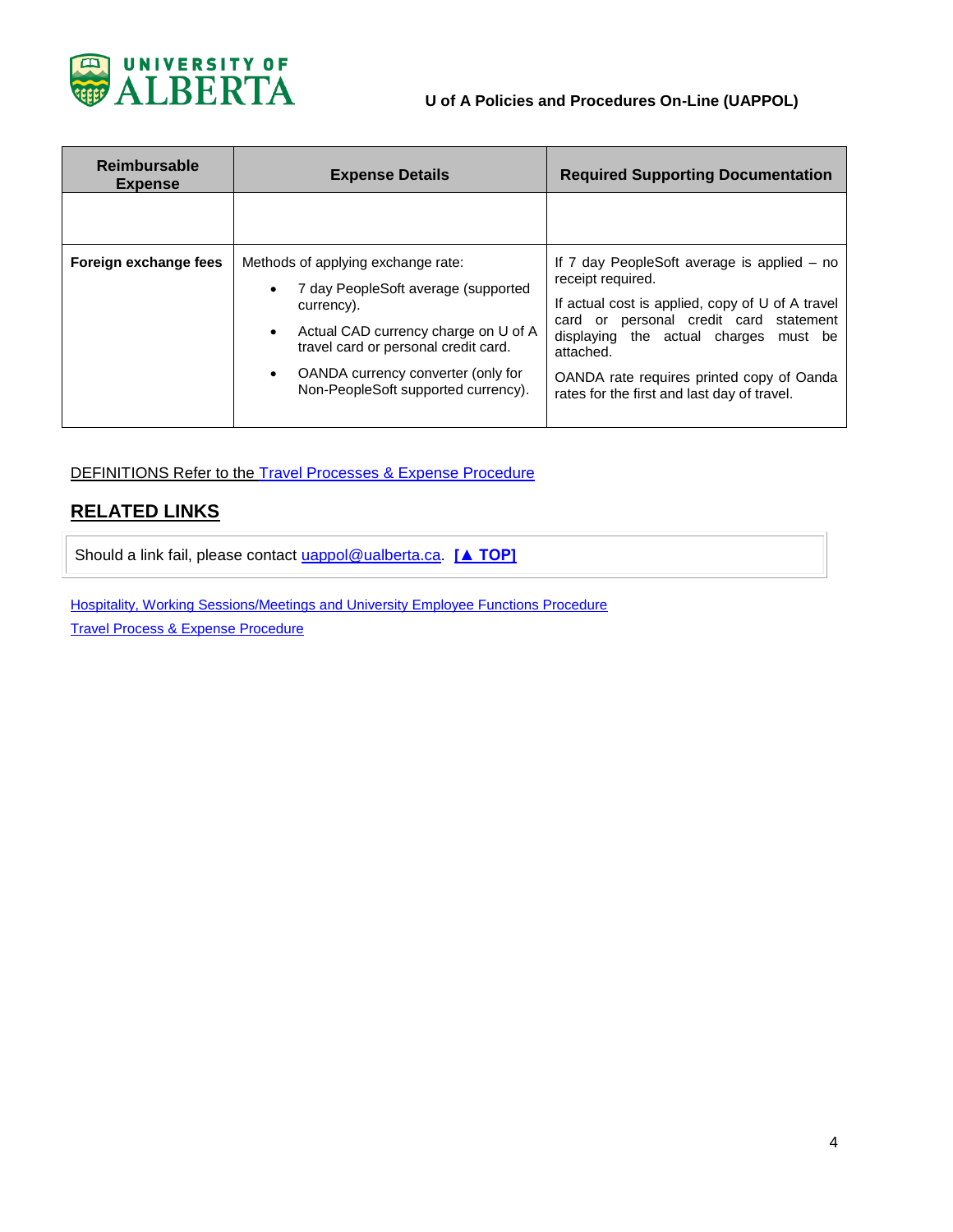| Reimbursable Expense | Expense Details | Required Supporting Documentation |
|---|---|---|
| | | |
| **Foreign exchange fees** | Methods of applying exchange rate:<br>• 7 day PeopleSoft average (supported currency).<br>• Actual CAD currency charge on U of A travel card or personal credit card.<br>• OANDA currency converter (only for Non-PeopleSoft supported currency). | If 7 day PeopleSoft average is applied – no receipt required.<br>If actual cost is applied, copy of U of A travel card or personal credit card statement displaying the actual charges must be attached.<br>OANDA rate requires printed copy of Oanda rates for the first and last day of travel. |

DEFINITIONS Refer to the Travel Processes & Expense Procedure

## RELATED LINKS

Should a link fail, please contact uappol@ualberta.ca. [▲ TOP]

Hospitality, Working Sessions/Meetings and University Employee Functions Procedure

Travel Process & Expense Procedure